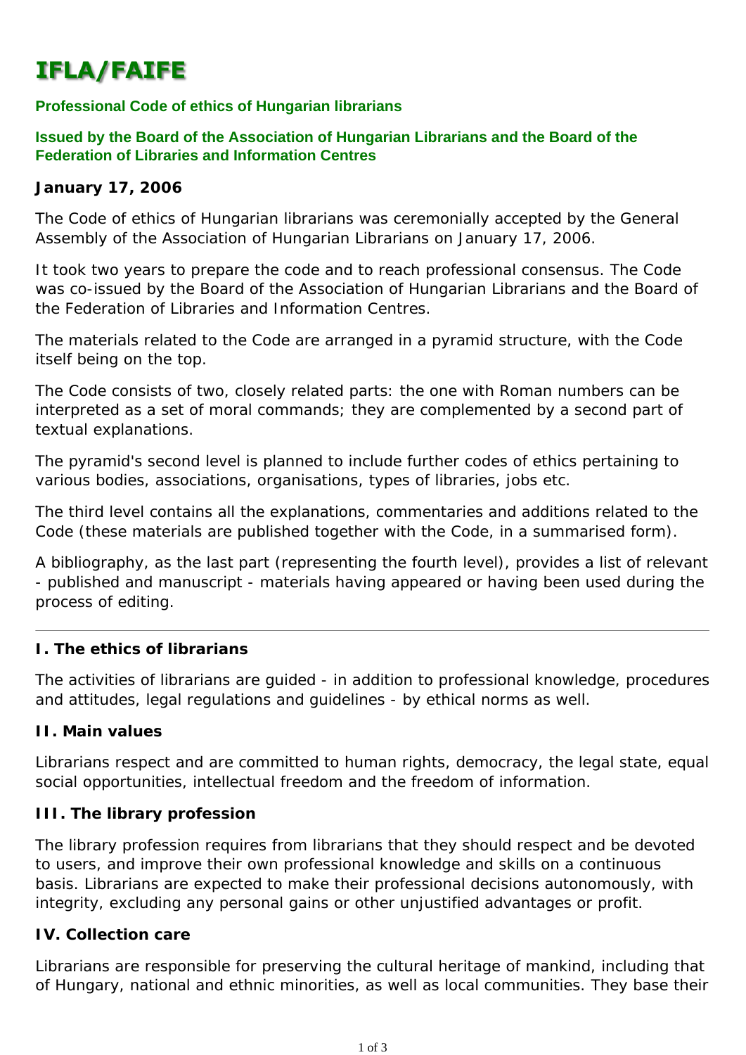# IFLA/FAIFE

## Professional Code of ethics of Hungarian librarians

### Issued by the Board of the Association of Hungarian Librarians and the Board of the Federation of Libraries and Information Centres

**January 17, 2006**

The Code of ethics of Hungarian librarians was ceremonially accepted by the General Assembly of the Association of Hungarian Librarians on January 17, 2006.

It took two years to prepare the code and to reach professional consensus. The Code was co-issued by the Board of the Association of Hungarian Librarians and the Board of the Federation of Libraries and Information Centres.

The materials related to the Code are arranged in a pyramid structure, with the Code itself being on the top.

The Code consists of two, closely related parts: the one with Roman numbers can be interpreted as a set of moral commands; they are complemented by a second part of textual explanations.

The pyramid's second level is planned to include further codes of ethics pertaining to various bodies, associations, organisations, types of libraries, jobs etc.

The third level contains all the explanations, commentaries and additions related to the Code (these materials are published together with the Code, in a summarised form).

A bibliography, as the last part (representing the fourth level), provides a list of relevant - published and manuscript - materials having appeared or having been used during the process of editing.

---

**I. The ethics of librarians**

The activities of librarians are guided - in addition to professional knowledge, procedures and attitudes, legal regulations and guidelines - by ethical norms as well.

**II. Main values**

Librarians respect and are committed to human rights, democracy, the legal state, equal social opportunities, intellectual freedom and the freedom of information.

**III. The library profession**

The library profession requires from librarians that they should respect and be devoted to users, and improve their own professional knowledge and skills on a continuous basis. Librarians are expected to make their professional decisions autonomously, with integrity, excluding any personal gains or other unjustified advantages or profit.

**IV. Collection care**

Librarians are responsible for preserving the cultural heritage of mankind, including that of Hungary, national and ethnic minorities, as well as local communities. They base their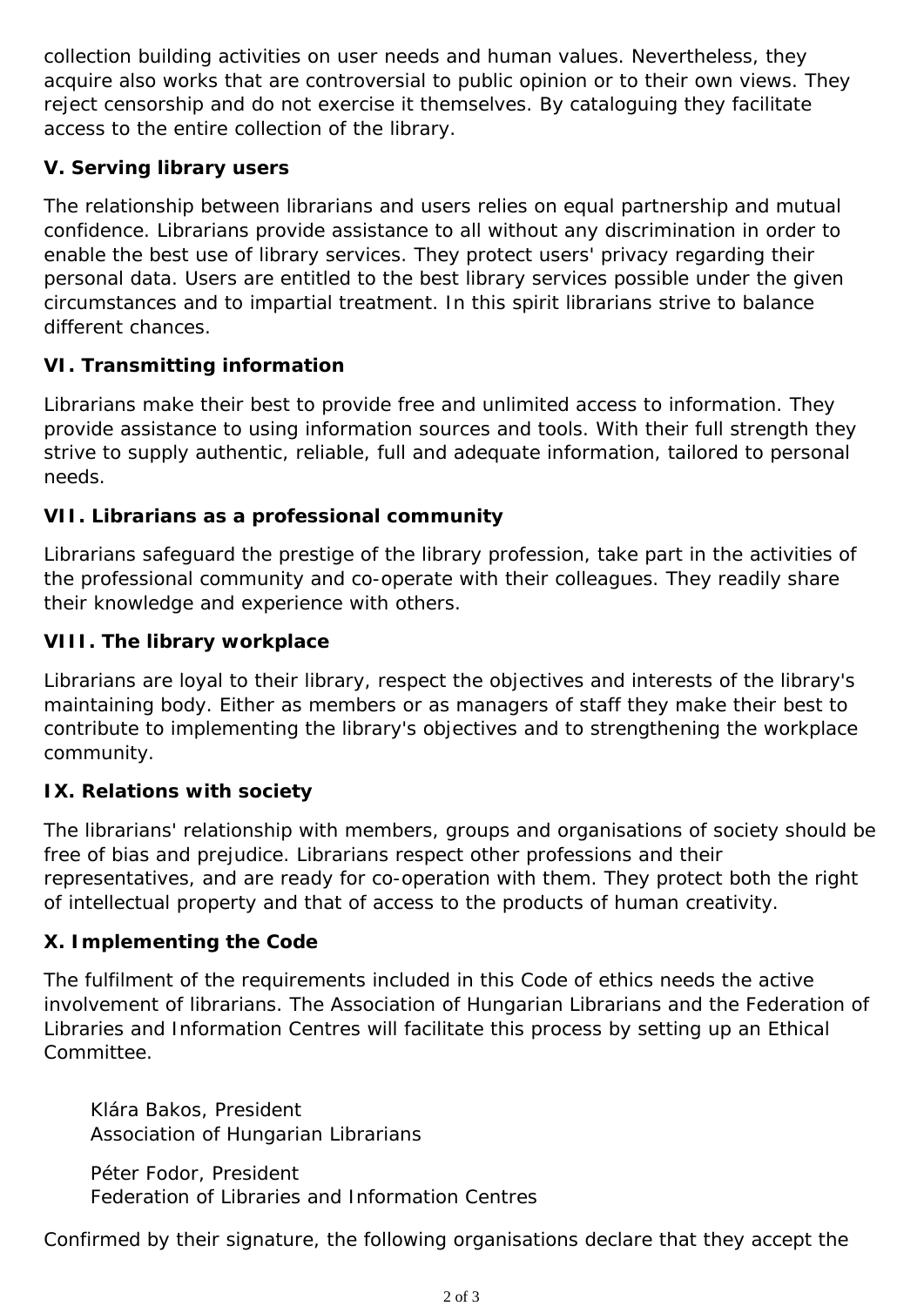collection building activities on user needs and human values. Nevertheless, they acquire also works that are controversial to public opinion or to their own views. They reject censorship and do not exercise it themselves. By cataloguing they facilitate access to the entire collection of the library.

**V. Serving library users**

The relationship between librarians and users relies on equal partnership and mutual confidence. Librarians provide assistance to all without any discrimination in order to enable the best use of library services. They protect users' privacy regarding their personal data. Users are entitled to the best library services possible under the given circumstances and to impartial treatment. In this spirit librarians strive to balance different chances.

**VI. Transmitting information**

Librarians make their best to provide free and unlimited access to information. They provide assistance to using information sources and tools. With their full strength they strive to supply authentic, reliable, full and adequate information, tailored to personal needs.

**VII. Librarians as a professional community**

Librarians safeguard the prestige of the library profession, take part in the activities of the professional community and co-operate with their colleagues. They readily share their knowledge and experience with others.

**VIII. The library workplace**

Librarians are loyal to their library, respect the objectives and interests of the library's maintaining body. Either as members or as managers of staff they make their best to contribute to implementing the library's objectives and to strengthening the workplace community.

**IX. Relations with society**

The librarians' relationship with members, groups and organisations of society should be free of bias and prejudice. Librarians respect other professions and their representatives, and are ready for co-operation with them. They protect both the right of intellectual property and that of access to the products of human creativity.

**X. Implementing the Code**

The fulfilment of the requirements included in this Code of ethics needs the active involvement of librarians. The Association of Hungarian Librarians and the Federation of Libraries and Information Centres will facilitate this process by setting up an Ethical Committee.

> Klára Bakos, President
> Association of Hungarian Librarians
>
> Péter Fodor, President
> Federation of Libraries and Information Centres

Confirmed by their signature, the following organisations declare that they accept the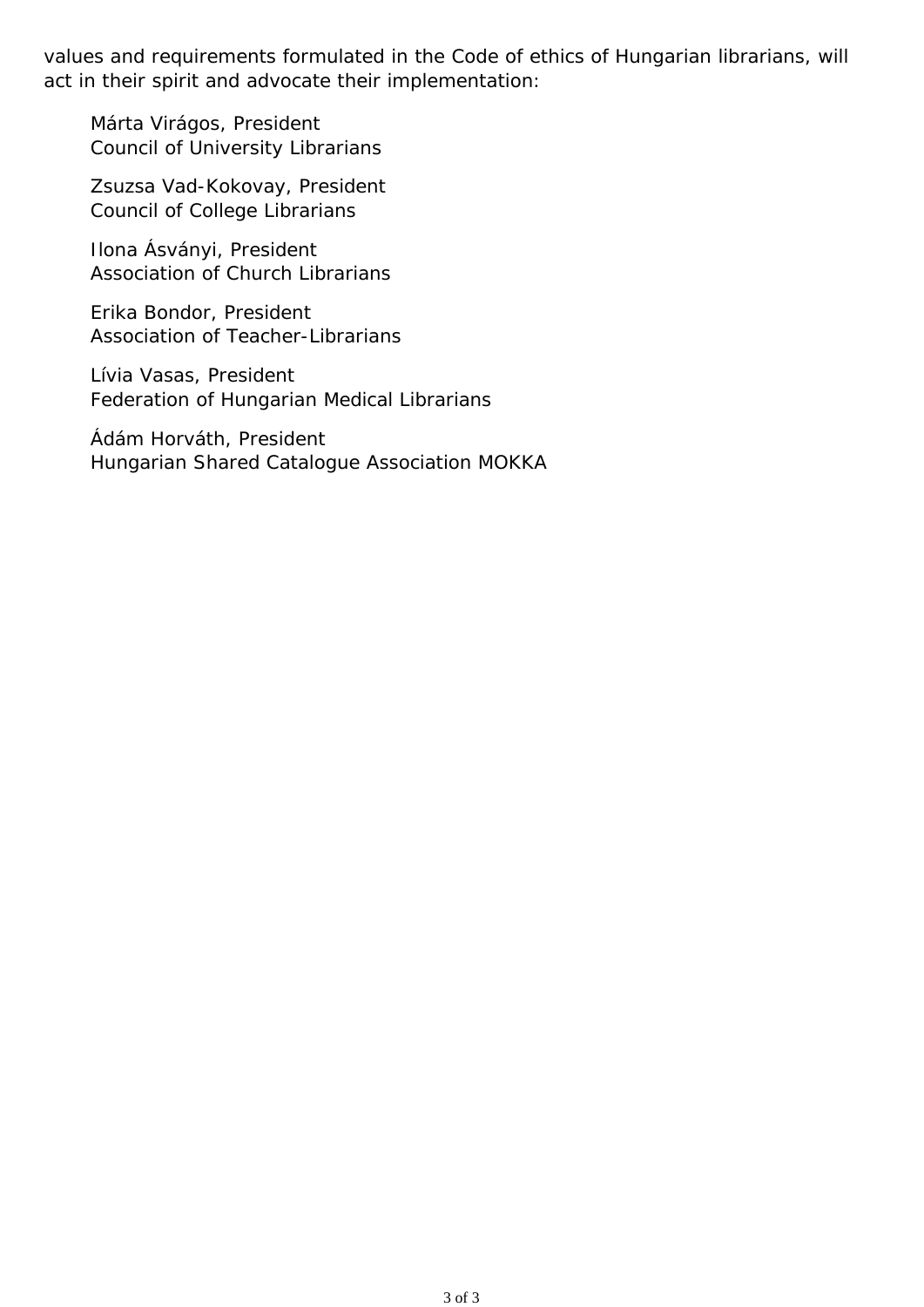values and requirements formulated in the Code of ethics of Hungarian librarians, will act in their spirit and advocate their implementation:

Márta Virágos, President
Council of University Librarians

Zsuzsa Vad-Kokovay, President
Council of College Librarians

Ilona Ásványi, President
Association of Church Librarians

Erika Bondor, President
Association of Teacher-Librarians

Lívia Vasas, President
Federation of Hungarian Medical Librarians

Ádám Horváth, President
Hungarian Shared Catalogue Association MOKKA